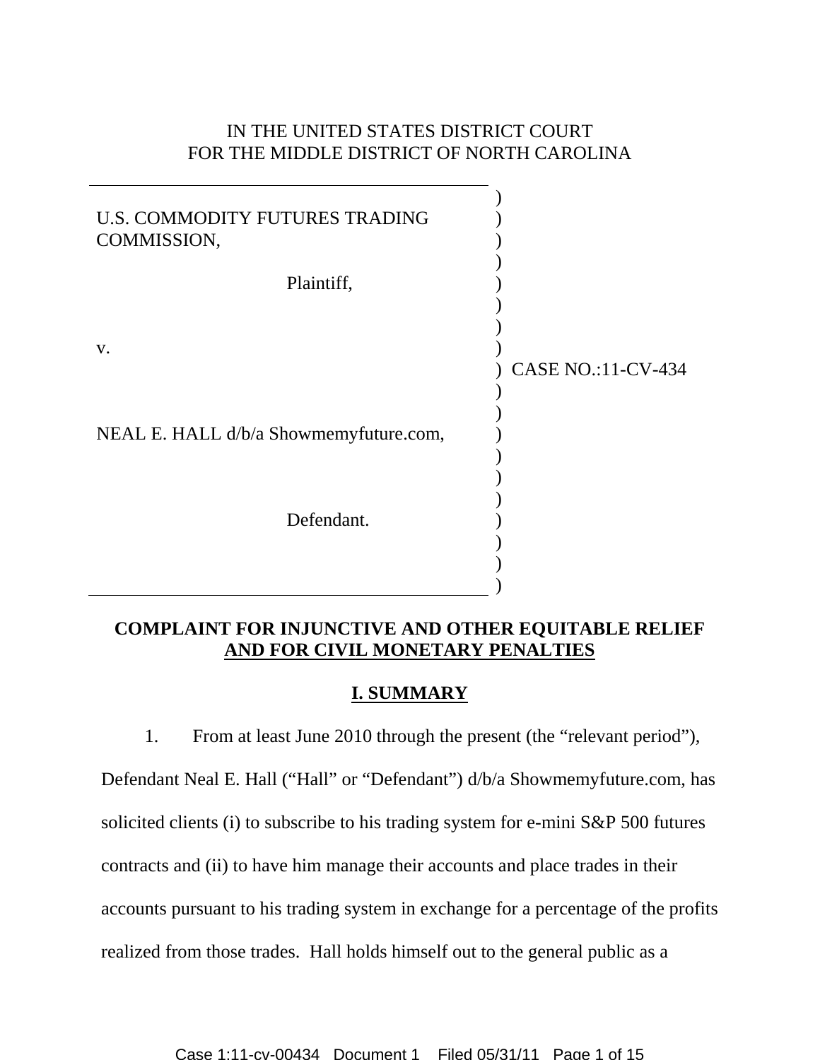IN THE UNITED STATES DISTRICT COURT
FOR THE MIDDLE DISTRICT OF NORTH CAROLINA

| | |
|---|---|
| U.S. COMMODITY FUTURES TRADING COMMISSION,<br><br>Plaintiff,<br><br>v.<br><br>NEAL E. HALL d/b/a Showmemyfuture.com,<br><br>Defendant. | CASE NO.:11-CV-434 |

**COMPLAINT FOR INJUNCTIVE AND OTHER EQUITABLE RELIEF AND FOR CIVIL MONETARY PENALTIES**

## I. SUMMARY

1. From at least June 2010 through the present (the "relevant period"), Defendant Neal E. Hall ("Hall" or "Defendant") d/b/a Showmemyfuture.com, has solicited clients (i) to subscribe to his trading system for e-mini S&P 500 futures contracts and (ii) to have him manage their accounts and place trades in their accounts pursuant to his trading system in exchange for a percentage of the profits realized from those trades. Hall holds himself out to the general public as a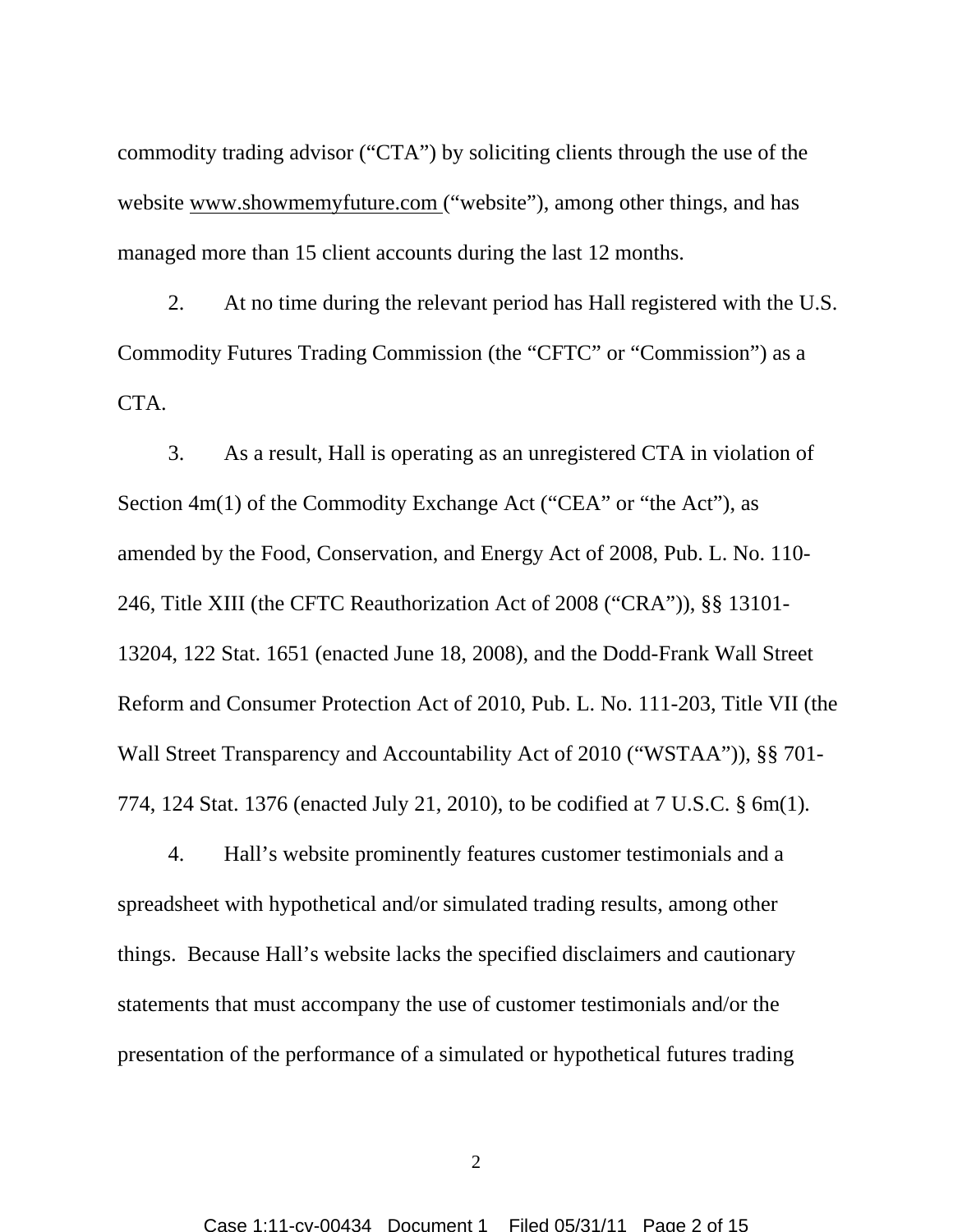commodity trading advisor ("CTA") by soliciting clients through the use of the website www.showmemyfuture.com ("website"), among other things, and has managed more than 15 client accounts during the last 12 months.

2. At no time during the relevant period has Hall registered with the U.S. Commodity Futures Trading Commission (the "CFTC" or "Commission") as a CTA.

3. As a result, Hall is operating as an unregistered CTA in violation of Section 4m(1) of the Commodity Exchange Act ("CEA" or "the Act"), as amended by the Food, Conservation, and Energy Act of 2008, Pub. L. No. 110-246, Title XIII (the CFTC Reauthorization Act of 2008 ("CRA")), §§ 13101-13204, 122 Stat. 1651 (enacted June 18, 2008), and the Dodd-Frank Wall Street Reform and Consumer Protection Act of 2010, Pub. L. No. 111-203, Title VII (the Wall Street Transparency and Accountability Act of 2010 ("WSTAA")), §§ 701-774, 124 Stat. 1376 (enacted July 21, 2010), to be codified at 7 U.S.C. § 6m(1).

4. Hall's website prominently features customer testimonials and a spreadsheet with hypothetical and/or simulated trading results, among other things. Because Hall's website lacks the specified disclaimers and cautionary statements that must accompany the use of customer testimonials and/or the presentation of the performance of a simulated or hypothetical futures trading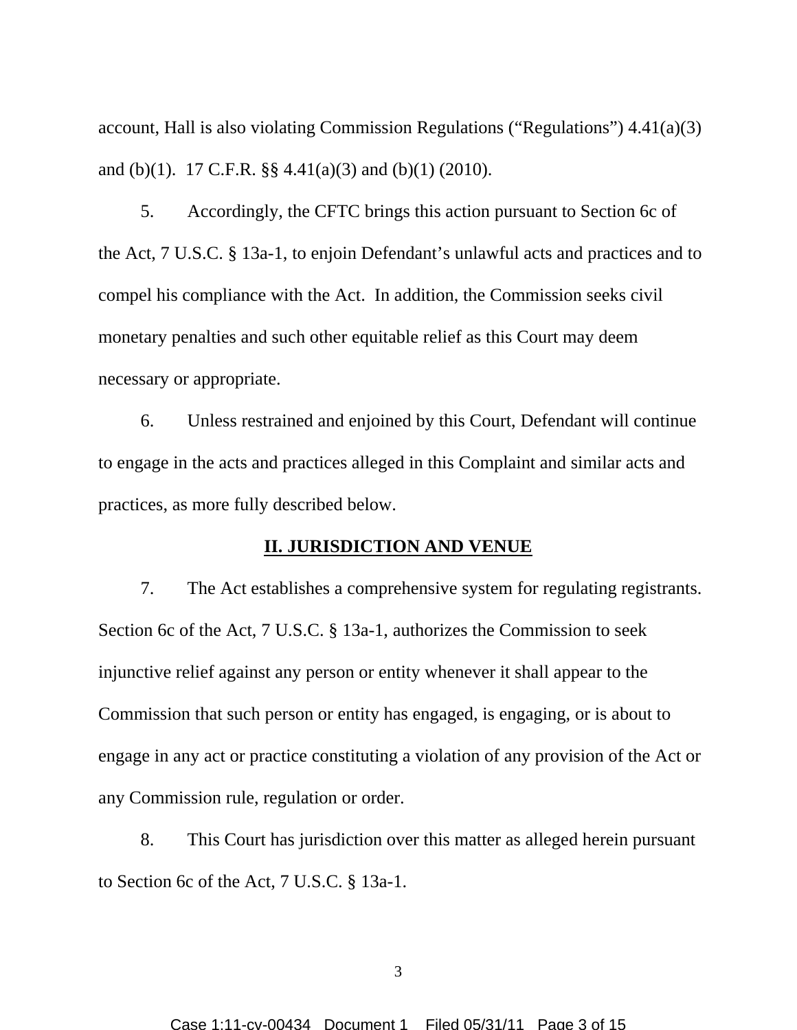account, Hall is also violating Commission Regulations ("Regulations") 4.41(a)(3) and (b)(1). 17 C.F.R. §§ 4.41(a)(3) and (b)(1) (2010).

5. Accordingly, the CFTC brings this action pursuant to Section 6c of the Act, 7 U.S.C. § 13a-1, to enjoin Defendant's unlawful acts and practices and to compel his compliance with the Act. In addition, the Commission seeks civil monetary penalties and such other equitable relief as this Court may deem necessary or appropriate.

6. Unless restrained and enjoined by this Court, Defendant will continue to engage in the acts and practices alleged in this Complaint and similar acts and practices, as more fully described below.

## II. JURISDICTION AND VENUE

7. The Act establishes a comprehensive system for regulating registrants. Section 6c of the Act, 7 U.S.C. § 13a-1, authorizes the Commission to seek injunctive relief against any person or entity whenever it shall appear to the Commission that such person or entity has engaged, is engaging, or is about to engage in any act or practice constituting a violation of any provision of the Act or any Commission rule, regulation or order.

8. This Court has jurisdiction over this matter as alleged herein pursuant to Section 6c of the Act, 7 U.S.C. § 13a-1.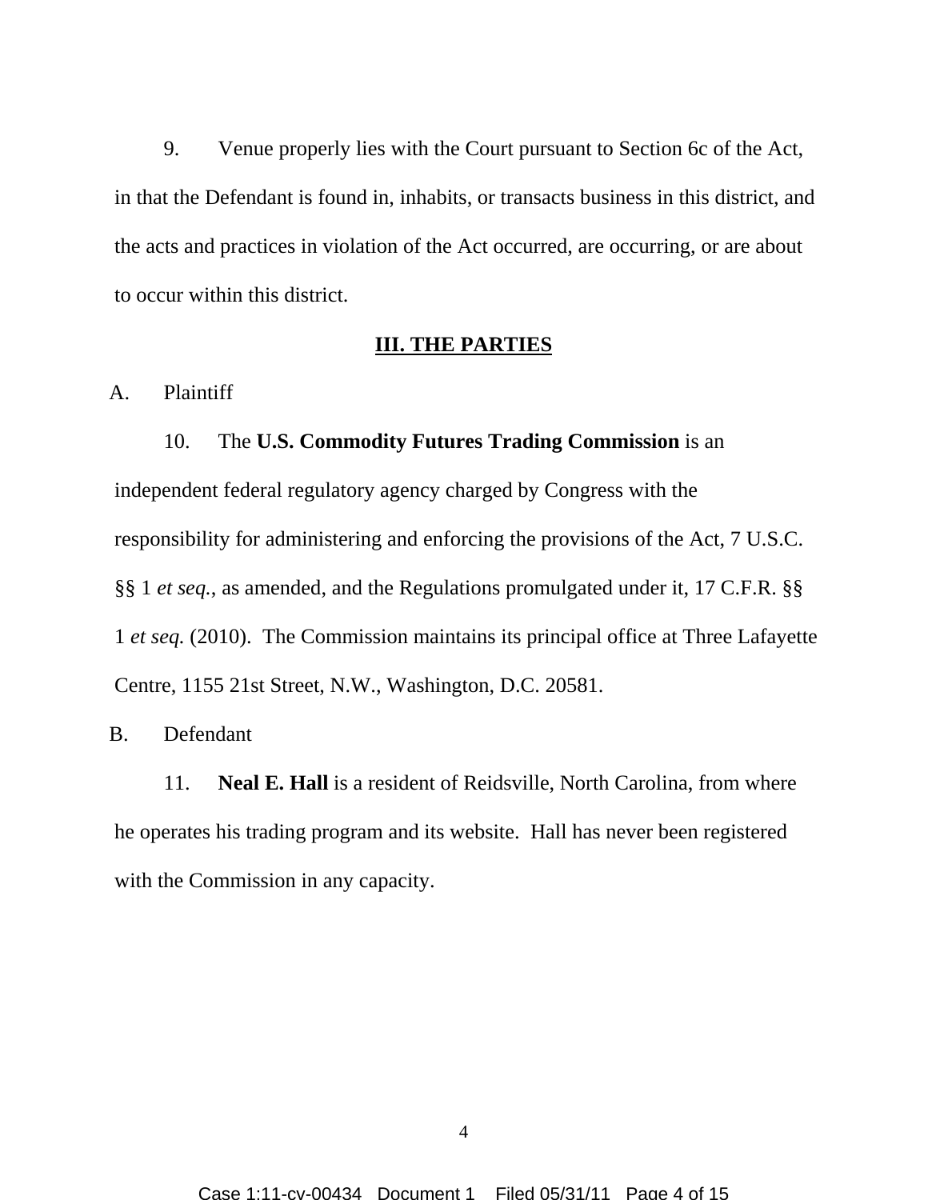9. Venue properly lies with the Court pursuant to Section 6c of the Act, in that the Defendant is found in, inhabits, or transacts business in this district, and the acts and practices in violation of the Act occurred, are occurring, or are about to occur within this district.

## III. THE PARTIES

A. Plaintiff

10. The **U.S. Commodity Futures Trading Commission** is an independent federal regulatory agency charged by Congress with the responsibility for administering and enforcing the provisions of the Act, 7 U.S.C. §§ 1 *et seq.*, as amended, and the Regulations promulgated under it, 17 C.F.R. §§ 1 *et seq.* (2010). The Commission maintains its principal office at Three Lafayette Centre, 1155 21st Street, N.W., Washington, D.C. 20581.

B. Defendant

11. **Neal E. Hall** is a resident of Reidsville, North Carolina, from where he operates his trading program and its website. Hall has never been registered with the Commission in any capacity.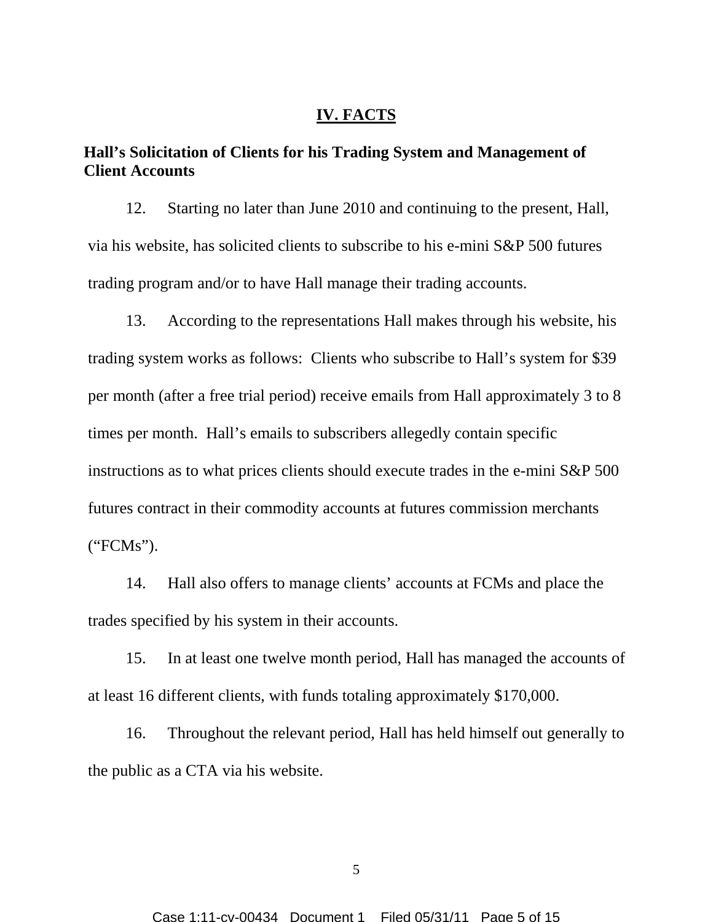## IV. FACTS

### Hall's Solicitation of Clients for his Trading System and Management of Client Accounts

12. Starting no later than June 2010 and continuing to the present, Hall, via his website, has solicited clients to subscribe to his e-mini S&P 500 futures trading program and/or to have Hall manage their trading accounts.

13. According to the representations Hall makes through his website, his trading system works as follows: Clients who subscribe to Hall's system for $39 per month (after a free trial period) receive emails from Hall approximately 3 to 8 times per month. Hall's emails to subscribers allegedly contain specific instructions as to what prices clients should execute trades in the e-mini S&P 500 futures contract in their commodity accounts at futures commission merchants ("FCMs").

14. Hall also offers to manage clients' accounts at FCMs and place the trades specified by his system in their accounts.

15. In at least one twelve month period, Hall has managed the accounts of at least 16 different clients, with funds totaling approximately $170,000.

16. Throughout the relevant period, Hall has held himself out generally to the public as a CTA via his website.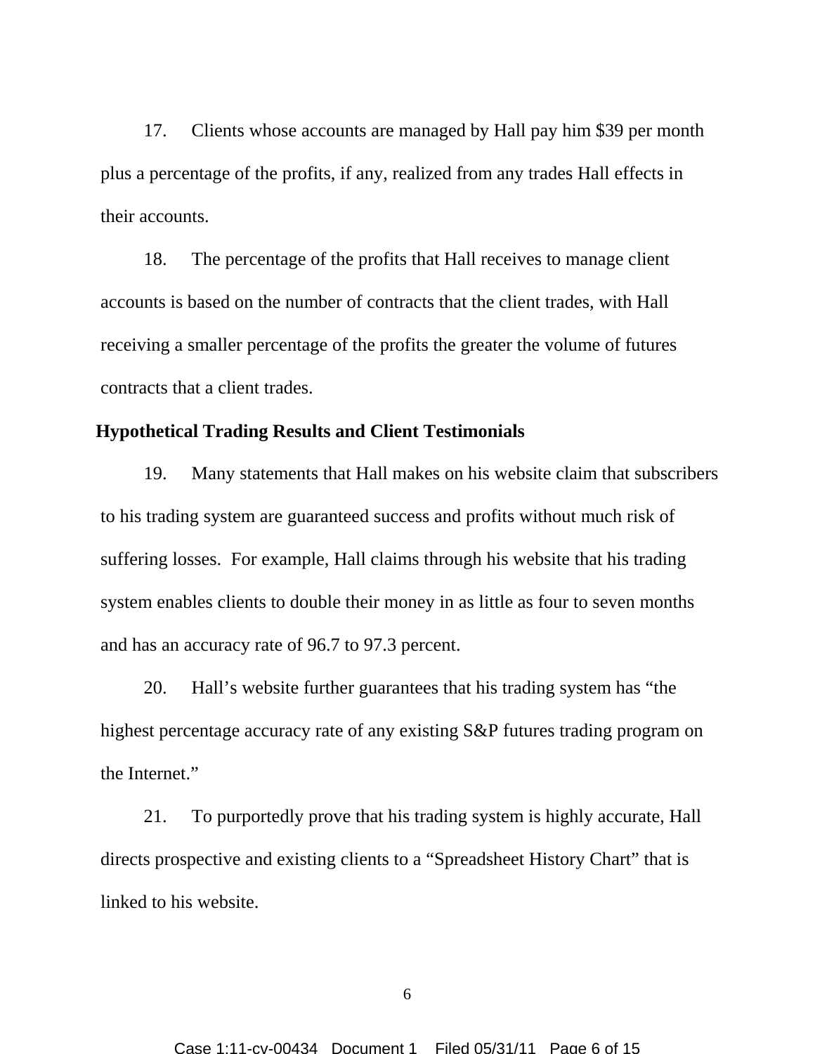17. Clients whose accounts are managed by Hall pay him $39 per month plus a percentage of the profits, if any, realized from any trades Hall effects in their accounts.

18. The percentage of the profits that Hall receives to manage client accounts is based on the number of contracts that the client trades, with Hall receiving a smaller percentage of the profits the greater the volume of futures contracts that a client trades.

**Hypothetical Trading Results and Client Testimonials**

19. Many statements that Hall makes on his website claim that subscribers to his trading system are guaranteed success and profits without much risk of suffering losses. For example, Hall claims through his website that his trading system enables clients to double their money in as little as four to seven months and has an accuracy rate of 96.7 to 97.3 percent.

20. Hall's website further guarantees that his trading system has "the highest percentage accuracy rate of any existing S&P futures trading program on the Internet."

21. To purportedly prove that his trading system is highly accurate, Hall directs prospective and existing clients to a "Spreadsheet History Chart" that is linked to his website.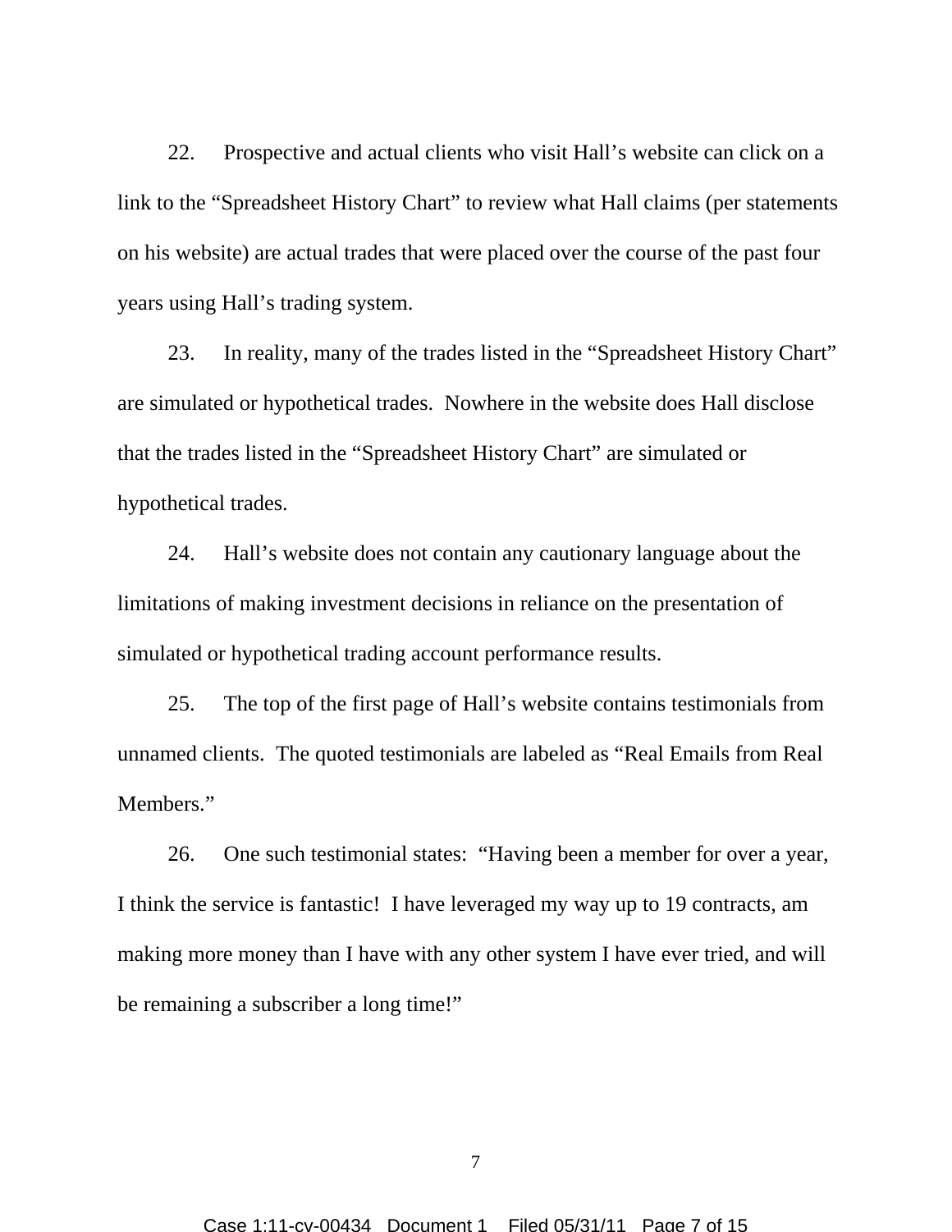22. Prospective and actual clients who visit Hall's website can click on a link to the "Spreadsheet History Chart" to review what Hall claims (per statements on his website) are actual trades that were placed over the course of the past four years using Hall's trading system.

23. In reality, many of the trades listed in the "Spreadsheet History Chart" are simulated or hypothetical trades. Nowhere in the website does Hall disclose that the trades listed in the "Spreadsheet History Chart" are simulated or hypothetical trades.

24. Hall's website does not contain any cautionary language about the limitations of making investment decisions in reliance on the presentation of simulated or hypothetical trading account performance results.

25. The top of the first page of Hall's website contains testimonials from unnamed clients. The quoted testimonials are labeled as "Real Emails from Real Members."

26. One such testimonial states: "Having been a member for over a year, I think the service is fantastic! I have leveraged my way up to 19 contracts, am making more money than I have with any other system I have ever tried, and will be remaining a subscriber a long time!"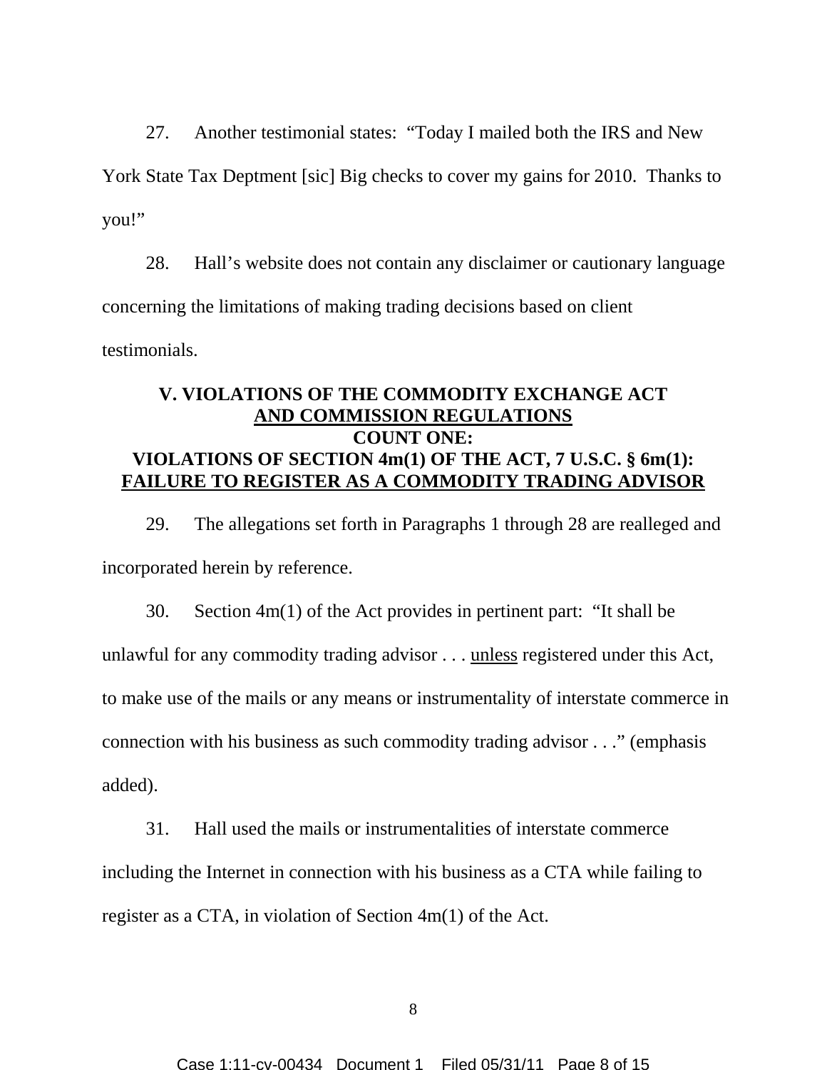27. Another testimonial states: "Today I mailed both the IRS and New York State Tax Deptment [sic] Big checks to cover my gains for 2010. Thanks to you!"

28. Hall's website does not contain any disclaimer or cautionary language concerning the limitations of making trading decisions based on client testimonials.

## V. VIOLATIONS OF THE COMMODITY EXCHANGE ACT AND COMMISSION REGULATIONS

### COUNT ONE: VIOLATIONS OF SECTION 4m(1) OF THE ACT, 7 U.S.C. § 6m(1): FAILURE TO REGISTER AS A COMMODITY TRADING ADVISOR

29. The allegations set forth in Paragraphs 1 through 28 are realleged and incorporated herein by reference.

30. Section 4m(1) of the Act provides in pertinent part: "It shall be unlawful for any commodity trading advisor . . . unless registered under this Act, to make use of the mails or any means or instrumentality of interstate commerce in connection with his business as such commodity trading advisor . . ." (emphasis added).

31. Hall used the mails or instrumentalities of interstate commerce including the Internet in connection with his business as a CTA while failing to register as a CTA, in violation of Section 4m(1) of the Act.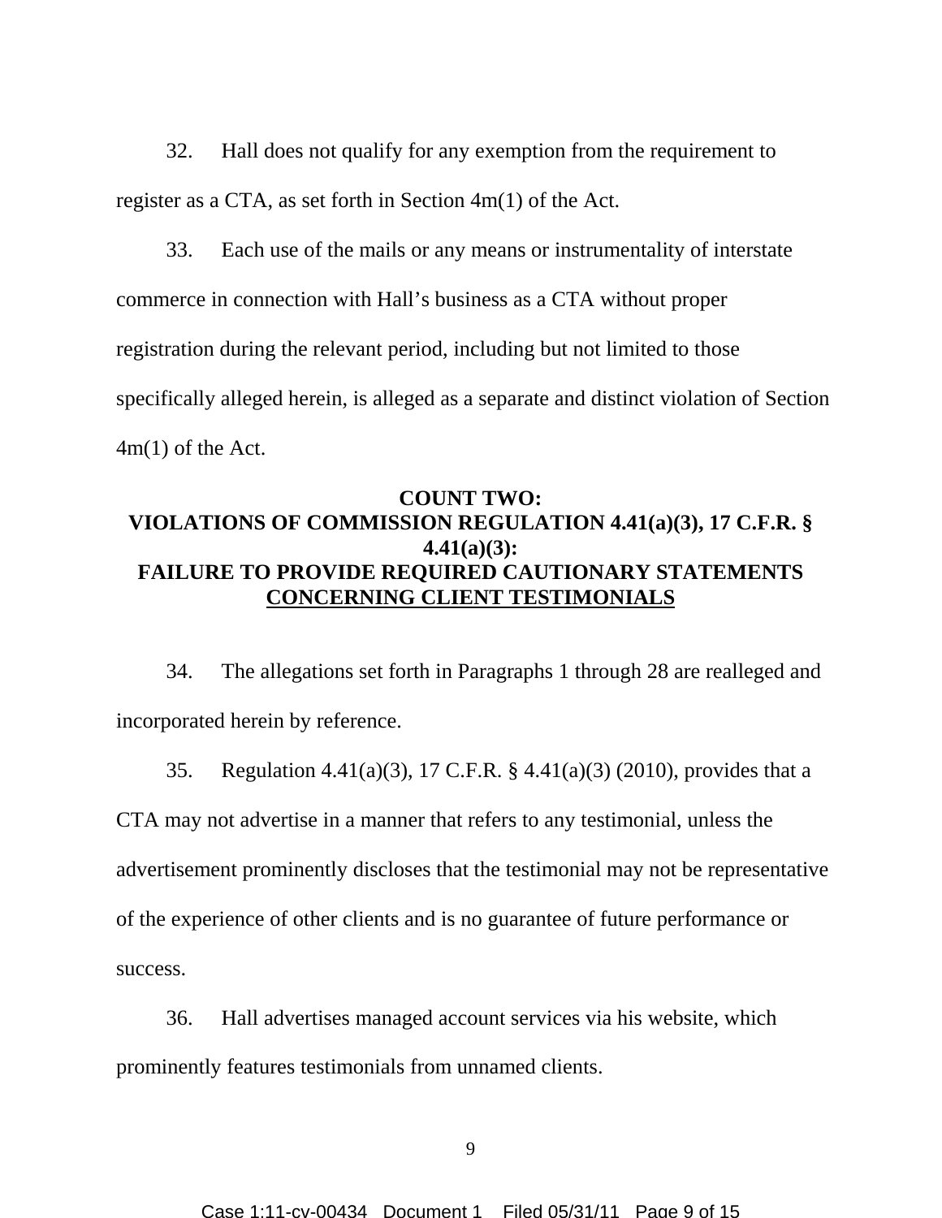32. Hall does not qualify for any exemption from the requirement to register as a CTA, as set forth in Section 4m(1) of the Act.

33. Each use of the mails or any means or instrumentality of interstate commerce in connection with Hall's business as a CTA without proper registration during the relevant period, including but not limited to those specifically alleged herein, is alleged as a separate and distinct violation of Section 4m(1) of the Act.

## COUNT TWO: VIOLATIONS OF COMMISSION REGULATION 4.41(a)(3), 17 C.F.R. § 4.41(a)(3): FAILURE TO PROVIDE REQUIRED CAUTIONARY STATEMENTS CONCERNING CLIENT TESTIMONIALS

34. The allegations set forth in Paragraphs 1 through 28 are realleged and incorporated herein by reference.

35. Regulation 4.41(a)(3), 17 C.F.R. § 4.41(a)(3) (2010), provides that a CTA may not advertise in a manner that refers to any testimonial, unless the advertisement prominently discloses that the testimonial may not be representative of the experience of other clients and is no guarantee of future performance or success.

36. Hall advertises managed account services via his website, which prominently features testimonials from unnamed clients.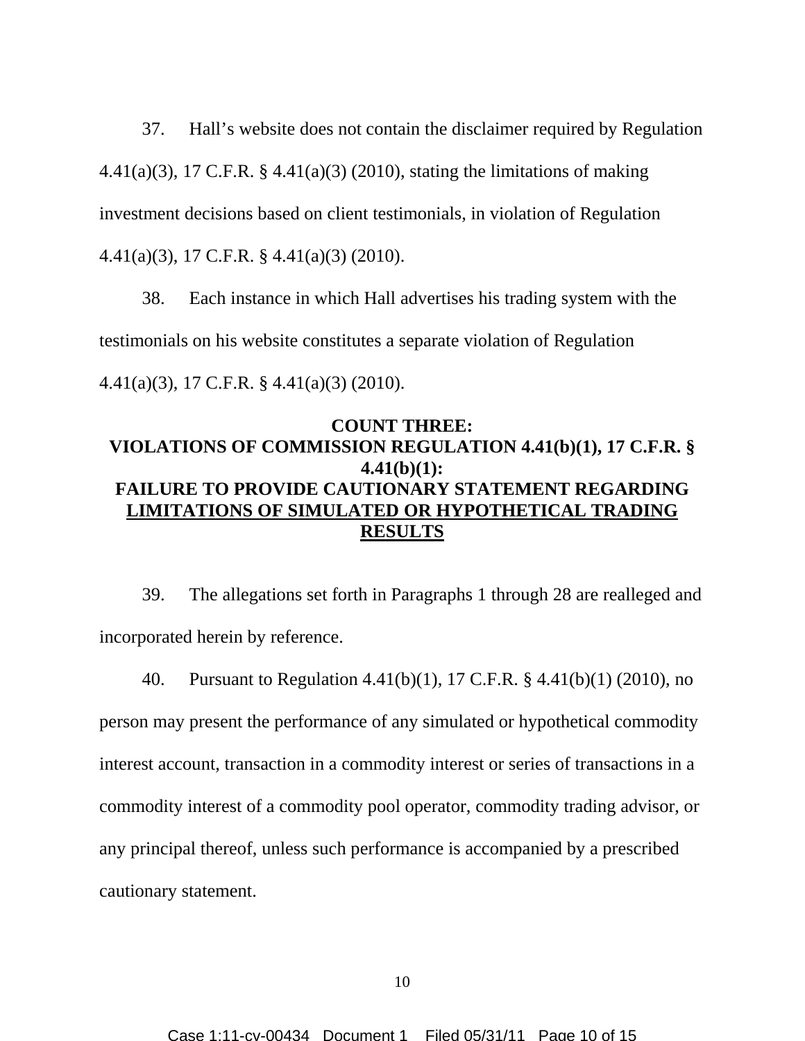37. Hall's website does not contain the disclaimer required by Regulation 4.41(a)(3), 17 C.F.R. § 4.41(a)(3) (2010), stating the limitations of making investment decisions based on client testimonials, in violation of Regulation 4.41(a)(3), 17 C.F.R. § 4.41(a)(3) (2010).

38. Each instance in which Hall advertises his trading system with the testimonials on his website constitutes a separate violation of Regulation 4.41(a)(3), 17 C.F.R. § 4.41(a)(3) (2010).

## COUNT THREE: VIOLATIONS OF COMMISSION REGULATION 4.41(b)(1), 17 C.F.R. § 4.41(b)(1): FAILURE TO PROVIDE CAUTIONARY STATEMENT REGARDING LIMITATIONS OF SIMULATED OR HYPOTHETICAL TRADING RESULTS

39. The allegations set forth in Paragraphs 1 through 28 are realleged and incorporated herein by reference.

40. Pursuant to Regulation 4.41(b)(1), 17 C.F.R. § 4.41(b)(1) (2010), no person may present the performance of any simulated or hypothetical commodity interest account, transaction in a commodity interest or series of transactions in a commodity interest of a commodity pool operator, commodity trading advisor, or any principal thereof, unless such performance is accompanied by a prescribed cautionary statement.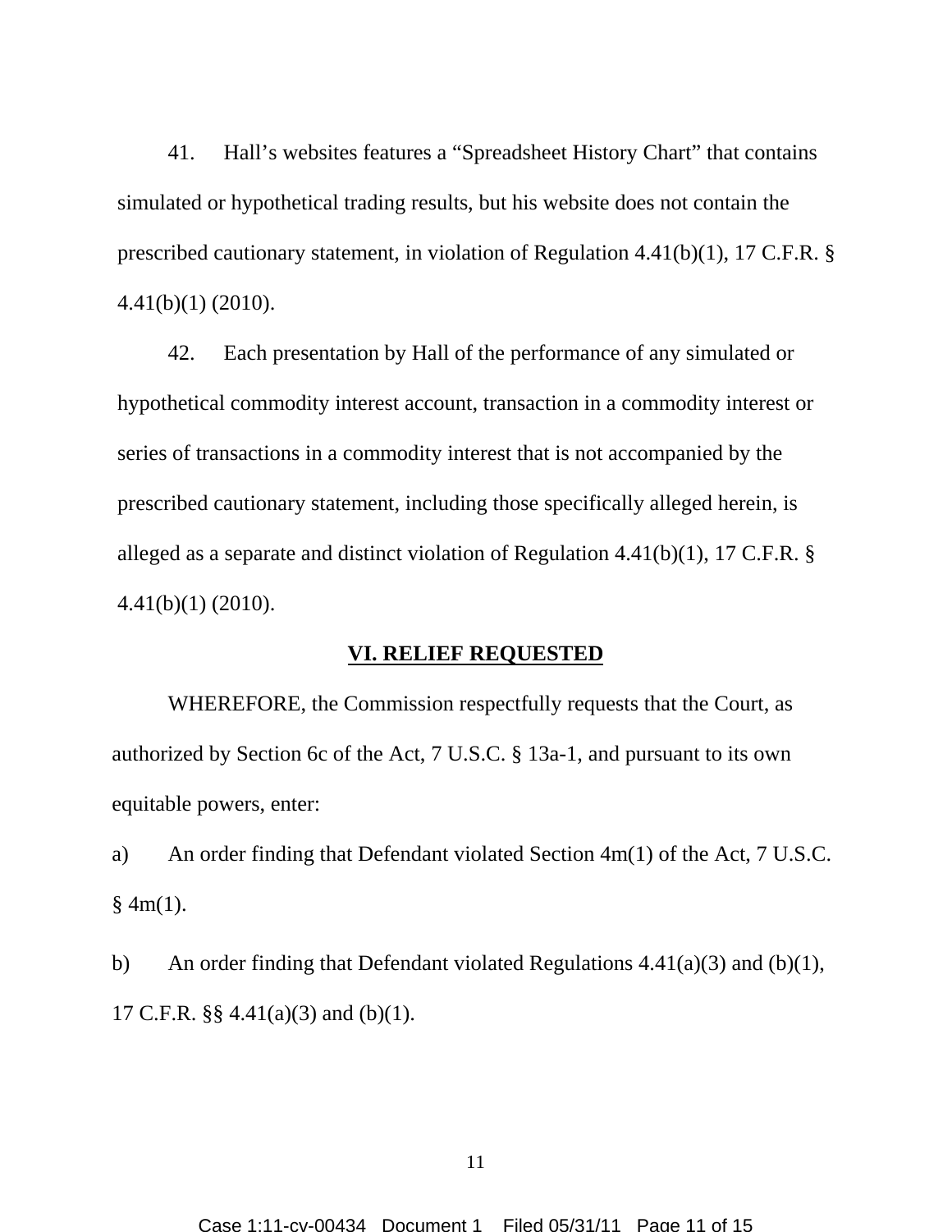41. Hall's websites features a "Spreadsheet History Chart" that contains simulated or hypothetical trading results, but his website does not contain the prescribed cautionary statement, in violation of Regulation 4.41(b)(1), 17 C.F.R. § 4.41(b)(1) (2010).

42. Each presentation by Hall of the performance of any simulated or hypothetical commodity interest account, transaction in a commodity interest or series of transactions in a commodity interest that is not accompanied by the prescribed cautionary statement, including those specifically alleged herein, is alleged as a separate and distinct violation of Regulation 4.41(b)(1), 17 C.F.R. § 4.41(b)(1) (2010).

## VI. RELIEF REQUESTED

WHEREFORE, the Commission respectfully requests that the Court, as authorized by Section 6c of the Act, 7 U.S.C. § 13a-1, and pursuant to its own equitable powers, enter:

a) An order finding that Defendant violated Section 4m(1) of the Act, 7 U.S.C. § 4m(1).

b) An order finding that Defendant violated Regulations 4.41(a)(3) and (b)(1), 17 C.F.R. §§ 4.41(a)(3) and (b)(1).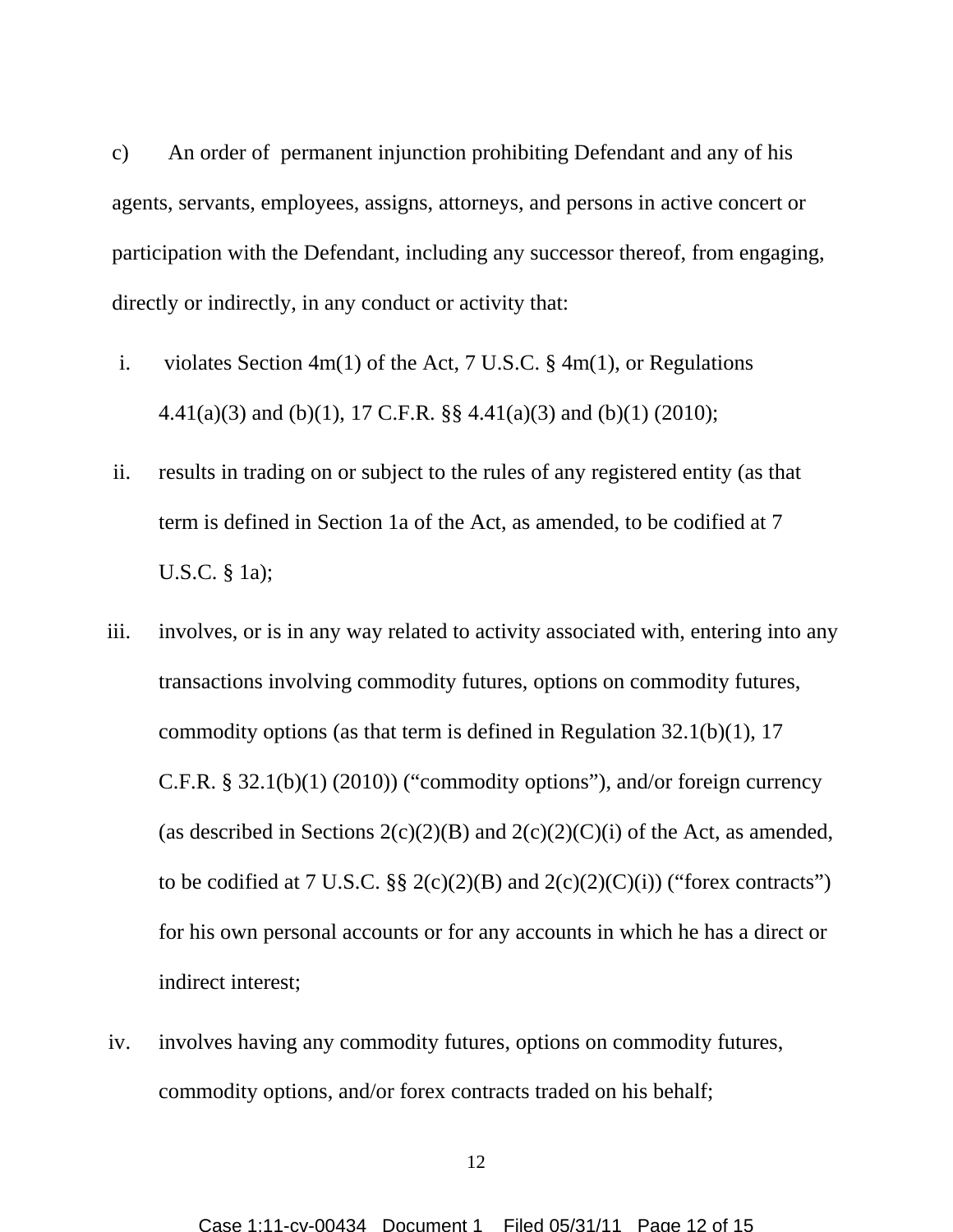c) An order of permanent injunction prohibiting Defendant and any of his agents, servants, employees, assigns, attorneys, and persons in active concert or participation with the Defendant, including any successor thereof, from engaging, directly or indirectly, in any conduct or activity that:

i. violates Section 4m(1) of the Act, 7 U.S.C. § 4m(1), or Regulations 4.41(a)(3) and (b)(1), 17 C.F.R. §§ 4.41(a)(3) and (b)(1) (2010);

ii. results in trading on or subject to the rules of any registered entity (as that term is defined in Section 1a of the Act, as amended, to be codified at 7 U.S.C. § 1a);

iii. involves, or is in any way related to activity associated with, entering into any transactions involving commodity futures, options on commodity futures, commodity options (as that term is defined in Regulation 32.1(b)(1), 17 C.F.R. § 32.1(b)(1) (2010)) ("commodity options"), and/or foreign currency (as described in Sections 2(c)(2)(B) and 2(c)(2)(C)(i) of the Act, as amended, to be codified at 7 U.S.C. §§ 2(c)(2)(B) and 2(c)(2)(C)(i)) ("forex contracts") for his own personal accounts or for any accounts in which he has a direct or indirect interest;

iv. involves having any commodity futures, options on commodity futures, commodity options, and/or forex contracts traded on his behalf;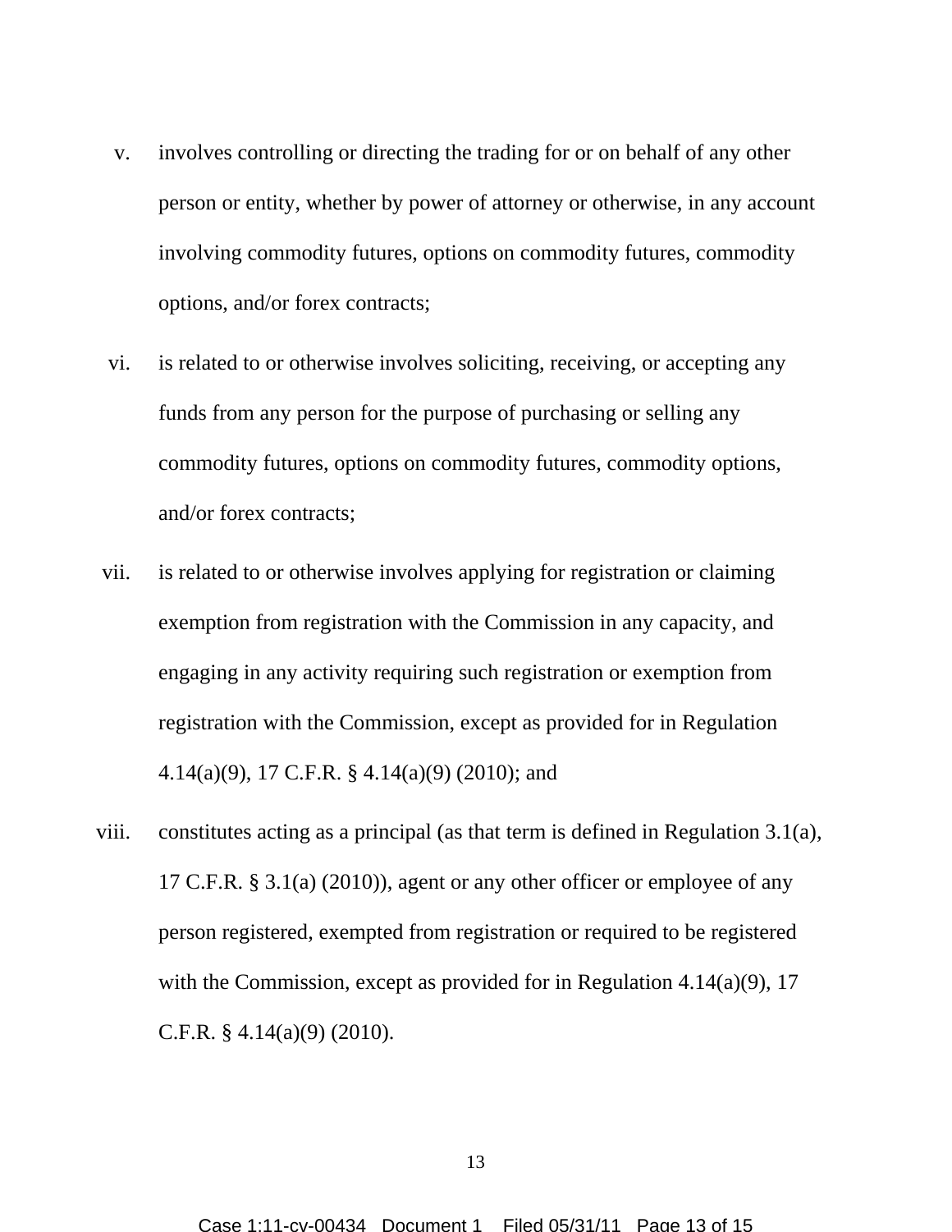v. involves controlling or directing the trading for or on behalf of any other person or entity, whether by power of attorney or otherwise, in any account involving commodity futures, options on commodity futures, commodity options, and/or forex contracts;

vi. is related to or otherwise involves soliciting, receiving, or accepting any funds from any person for the purpose of purchasing or selling any commodity futures, options on commodity futures, commodity options, and/or forex contracts;

vii. is related to or otherwise involves applying for registration or claiming exemption from registration with the Commission in any capacity, and engaging in any activity requiring such registration or exemption from registration with the Commission, except as provided for in Regulation 4.14(a)(9), 17 C.F.R. § 4.14(a)(9) (2010); and

viii. constitutes acting as a principal (as that term is defined in Regulation 3.1(a), 17 C.F.R. § 3.1(a) (2010)), agent or any other officer or employee of any person registered, exempted from registration or required to be registered with the Commission, except as provided for in Regulation 4.14(a)(9), 17 C.F.R. § 4.14(a)(9) (2010).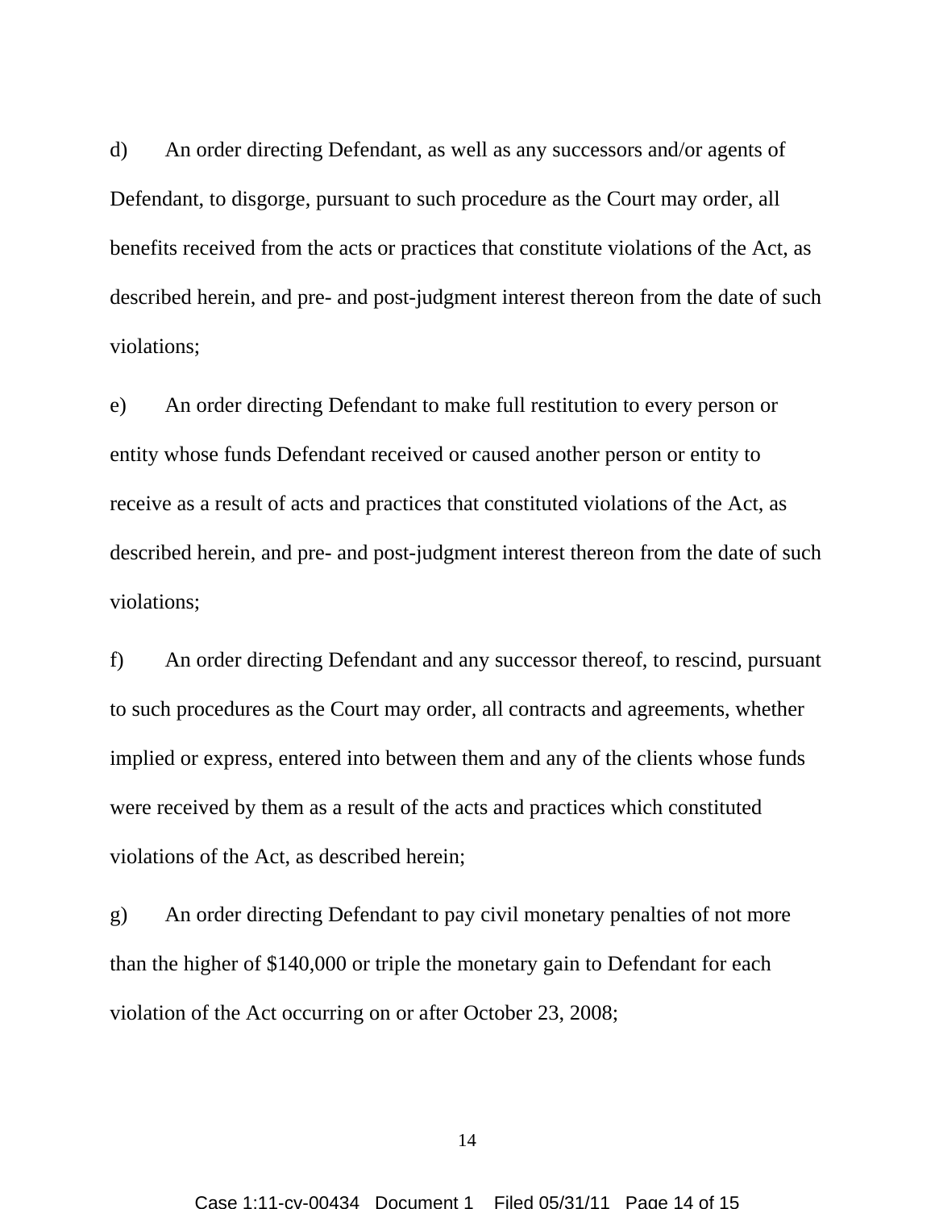d) An order directing Defendant, as well as any successors and/or agents of Defendant, to disgorge, pursuant to such procedure as the Court may order, all benefits received from the acts or practices that constitute violations of the Act, as described herein, and pre- and post-judgment interest thereon from the date of such violations;

e) An order directing Defendant to make full restitution to every person or entity whose funds Defendant received or caused another person or entity to receive as a result of acts and practices that constituted violations of the Act, as described herein, and pre- and post-judgment interest thereon from the date of such violations;

f) An order directing Defendant and any successor thereof, to rescind, pursuant to such procedures as the Court may order, all contracts and agreements, whether implied or express, entered into between them and any of the clients whose funds were received by them as a result of the acts and practices which constituted violations of the Act, as described herein;

g) An order directing Defendant to pay civil monetary penalties of not more than the higher of $140,000 or triple the monetary gain to Defendant for each violation of the Act occurring on or after October 23, 2008;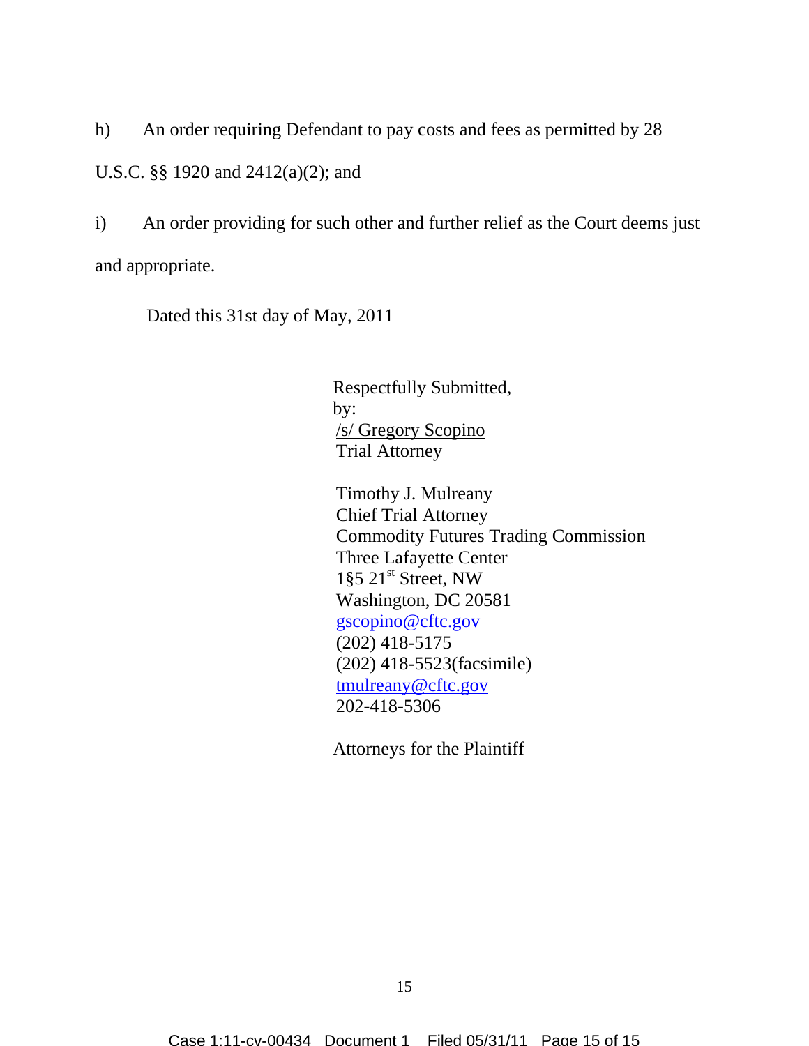h) An order requiring Defendant to pay costs and fees as permitted by 28 U.S.C. §§ 1920 and 2412(a)(2); and

i) An order providing for such other and further relief as the Court deems just and appropriate.

Dated this 31st day of May, 2011

Respectfully Submitted,  
by:  
/s/ Gregory Scopino  
Trial Attorney

Timothy J. Mulreany  
Chief Trial Attorney  
Commodity Futures Trading Commission  
Three Lafayette Center  
1§5 21st Street, NW  
Washington, DC 20581  
gscopino@cftc.gov  
(202) 418-5175  
(202) 418-5523(facsimile)  
tmulreany@cftc.gov  
202-418-5306

Attorneys for the Plaintiff